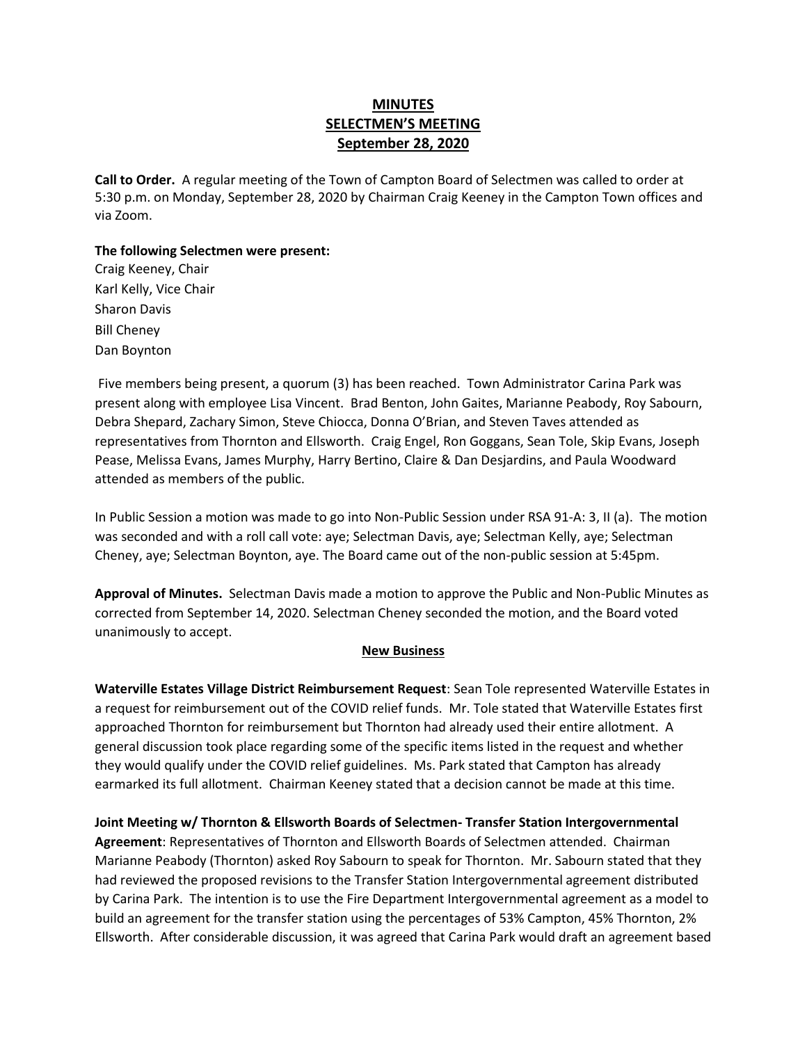**MINUTES**
**SELECTMEN'S MEETING**
**September 28, 2020**

**Call to Order.** A regular meeting of the Town of Campton Board of Selectmen was called to order at 5:30 p.m. on Monday, September 28, 2020 by Chairman Craig Keeney in the Campton Town offices and via Zoom.

**The following Selectmen were present:**
Craig Keeney, Chair
Karl Kelly, Vice Chair
Sharon Davis
Bill Cheney
Dan Boynton

Five members being present, a quorum (3) has been reached. Town Administrator Carina Park was present along with employee Lisa Vincent. Brad Benton, John Gaites, Marianne Peabody, Roy Sabourn, Debra Shepard, Zachary Simon, Steve Chiocca, Donna O'Brian, and Steven Taves attended as representatives from Thornton and Ellsworth. Craig Engel, Ron Goggans, Sean Tole, Skip Evans, Joseph Pease, Melissa Evans, James Murphy, Harry Bertino, Claire & Dan Desjardins, and Paula Woodward attended as members of the public.

In Public Session a motion was made to go into Non-Public Session under RSA 91-A: 3, II (a). The motion was seconded and with a roll call vote: aye; Selectman Davis, aye; Selectman Kelly, aye; Selectman Cheney, aye; Selectman Boynton, aye. The Board came out of the non-public session at 5:45pm.

**Approval of Minutes.** Selectman Davis made a motion to approve the Public and Non-Public Minutes as corrected from September 14, 2020. Selectman Cheney seconded the motion, and the Board voted unanimously to accept.

**New Business**

**Waterville Estates Village District Reimbursement Request**: Sean Tole represented Waterville Estates in a request for reimbursement out of the COVID relief funds. Mr. Tole stated that Waterville Estates first approached Thornton for reimbursement but Thornton had already used their entire allotment. A general discussion took place regarding some of the specific items listed in the request and whether they would qualify under the COVID relief guidelines. Ms. Park stated that Campton has already earmarked its full allotment. Chairman Keeney stated that a decision cannot be made at this time.

**Joint Meeting w/ Thornton & Ellsworth Boards of Selectmen- Transfer Station Intergovernmental Agreement**: Representatives of Thornton and Ellsworth Boards of Selectmen attended. Chairman Marianne Peabody (Thornton) asked Roy Sabourn to speak for Thornton. Mr. Sabourn stated that they had reviewed the proposed revisions to the Transfer Station Intergovernmental agreement distributed by Carina Park. The intention is to use the Fire Department Intergovernmental agreement as a model to build an agreement for the transfer station using the percentages of 53% Campton, 45% Thornton, 2% Ellsworth. After considerable discussion, it was agreed that Carina Park would draft an agreement based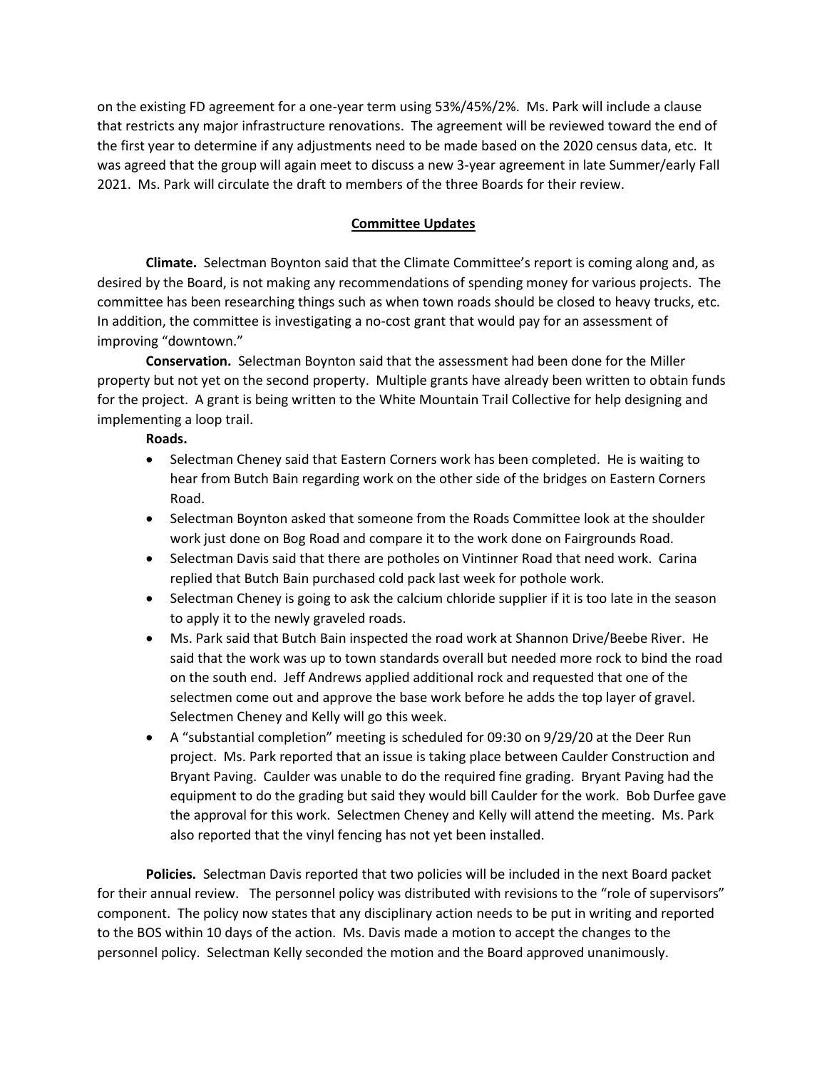on the existing FD agreement for a one-year term using 53%/45%/2%. Ms. Park will include a clause that restricts any major infrastructure renovations. The agreement will be reviewed toward the end of the first year to determine if any adjustments need to be made based on the 2020 census data, etc. It was agreed that the group will again meet to discuss a new 3-year agreement in late Summer/early Fall 2021. Ms. Park will circulate the draft to members of the three Boards for their review.

## Committee Updates

**Climate.** Selectman Boynton said that the Climate Committee's report is coming along and, as desired by the Board, is not making any recommendations of spending money for various projects. The committee has been researching things such as when town roads should be closed to heavy trucks, etc. In addition, the committee is investigating a no-cost grant that would pay for an assessment of improving "downtown."

**Conservation.** Selectman Boynton said that the assessment had been done for the Miller property but not yet on the second property. Multiple grants have already been written to obtain funds for the project. A grant is being written to the White Mountain Trail Collective for help designing and implementing a loop trail.

**Roads.**

- Selectman Cheney said that Eastern Corners work has been completed. He is waiting to hear from Butch Bain regarding work on the other side of the bridges on Eastern Corners Road.
- Selectman Boynton asked that someone from the Roads Committee look at the shoulder work just done on Bog Road and compare it to the work done on Fairgrounds Road.
- Selectman Davis said that there are potholes on Vintinner Road that need work. Carina replied that Butch Bain purchased cold pack last week for pothole work.
- Selectman Cheney is going to ask the calcium chloride supplier if it is too late in the season to apply it to the newly graveled roads.
- Ms. Park said that Butch Bain inspected the road work at Shannon Drive/Beebe River. He said that the work was up to town standards overall but needed more rock to bind the road on the south end. Jeff Andrews applied additional rock and requested that one of the selectmen come out and approve the base work before he adds the top layer of gravel. Selectmen Cheney and Kelly will go this week.
- A "substantial completion" meeting is scheduled for 09:30 on 9/29/20 at the Deer Run project. Ms. Park reported that an issue is taking place between Caulder Construction and Bryant Paving. Caulder was unable to do the required fine grading. Bryant Paving had the equipment to do the grading but said they would bill Caulder for the work. Bob Durfee gave the approval for this work. Selectmen Cheney and Kelly will attend the meeting. Ms. Park also reported that the vinyl fencing has not yet been installed.

**Policies.** Selectman Davis reported that two policies will be included in the next Board packet for their annual review. The personnel policy was distributed with revisions to the "role of supervisors" component. The policy now states that any disciplinary action needs to be put in writing and reported to the BOS within 10 days of the action. Ms. Davis made a motion to accept the changes to the personnel policy. Selectman Kelly seconded the motion and the Board approved unanimously.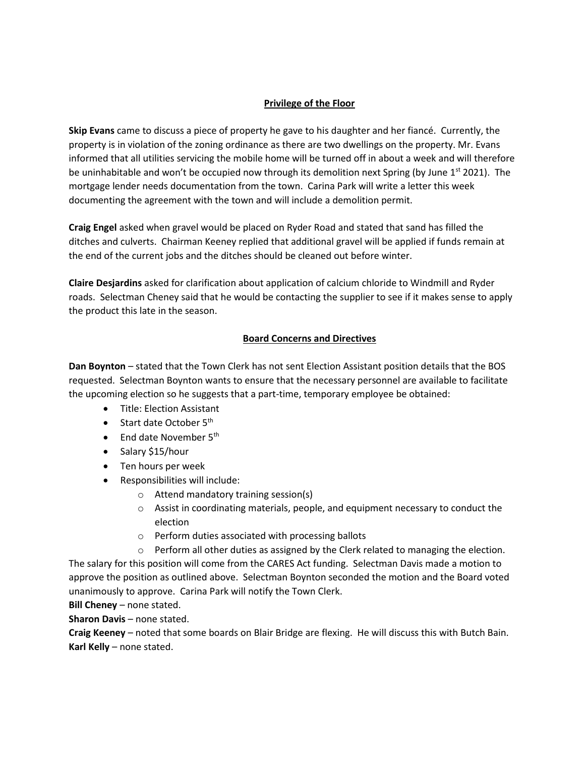## Privilege of the Floor

**Skip Evans** came to discuss a piece of property he gave to his daughter and her fiancé. Currently, the property is in violation of the zoning ordinance as there are two dwellings on the property. Mr. Evans informed that all utilities servicing the mobile home will be turned off in about a week and will therefore be uninhabitable and won't be occupied now through its demolition next Spring (by June 1st 2021). The mortgage lender needs documentation from the town. Carina Park will write a letter this week documenting the agreement with the town and will include a demolition permit.

**Craig Engel** asked when gravel would be placed on Ryder Road and stated that sand has filled the ditches and culverts. Chairman Keeney replied that additional gravel will be applied if funds remain at the end of the current jobs and the ditches should be cleaned out before winter.

**Claire Desjardins** asked for clarification about application of calcium chloride to Windmill and Ryder roads. Selectman Cheney said that he would be contacting the supplier to see if it makes sense to apply the product this late in the season.

## Board Concerns and Directives

**Dan Boynton** – stated that the Town Clerk has not sent Election Assistant position details that the BOS requested. Selectman Boynton wants to ensure that the necessary personnel are available to facilitate the upcoming election so he suggests that a part-time, temporary employee be obtained:

- Title: Election Assistant
- Start date October 5th
- End date November 5th
- Salary $15/hour
- Ten hours per week
- Responsibilities will include:
  - Attend mandatory training session(s)
  - Assist in coordinating materials, people, and equipment necessary to conduct the election
  - Perform duties associated with processing ballots
  - Perform all other duties as assigned by the Clerk related to managing the election.

The salary for this position will come from the CARES Act funding. Selectman Davis made a motion to approve the position as outlined above. Selectman Boynton seconded the motion and the Board voted unanimously to approve. Carina Park will notify the Town Clerk.

**Bill Cheney** – none stated.

**Sharon Davis** – none stated.

**Craig Keeney** – noted that some boards on Blair Bridge are flexing. He will discuss this with Butch Bain.

**Karl Kelly** – none stated.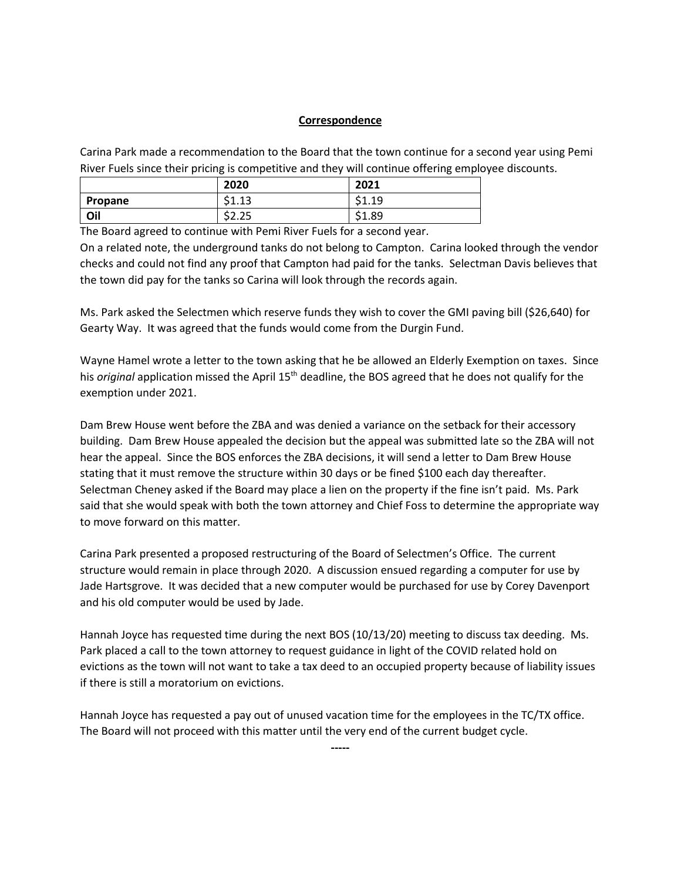## <u>Correspondence</u>

Carina Park made a recommendation to the Board that the town continue for a second year using Pemi River Fuels since their pricing is competitive and they will continue offering employee discounts.

| | 2020 | 2021 |
|---|---|---|
| **Propane** | $1.13 | $1.19 |
| **Oil** | $2.25 | $1.89 |

The Board agreed to continue with Pemi River Fuels for a second year.
On a related note, the underground tanks do not belong to Campton. Carina looked through the vendor checks and could not find any proof that Campton had paid for the tanks. Selectman Davis believes that the town did pay for the tanks so Carina will look through the records again.

Ms. Park asked the Selectmen which reserve funds they wish to cover the GMI paving bill ($26,640) for Gearty Way. It was agreed that the funds would come from the Durgin Fund.

Wayne Hamel wrote a letter to the town asking that he be allowed an Elderly Exemption on taxes. Since his *original* application missed the April 15th deadline, the BOS agreed that he does not qualify for the exemption under 2021.

Dam Brew House went before the ZBA and was denied a variance on the setback for their accessory building. Dam Brew House appealed the decision but the appeal was submitted late so the ZBA will not hear the appeal. Since the BOS enforces the ZBA decisions, it will send a letter to Dam Brew House stating that it must remove the structure within 30 days or be fined $100 each day thereafter. Selectman Cheney asked if the Board may place a lien on the property if the fine isn't paid. Ms. Park said that she would speak with both the town attorney and Chief Foss to determine the appropriate way to move forward on this matter.

Carina Park presented a proposed restructuring of the Board of Selectmen's Office. The current structure would remain in place through 2020. A discussion ensued regarding a computer for use by Jade Hartsgrove. It was decided that a new computer would be purchased for use by Corey Davenport and his old computer would be used by Jade.

Hannah Joyce has requested time during the next BOS (10/13/20) meeting to discuss tax deeding. Ms. Park placed a call to the town attorney to request guidance in light of the COVID related hold on evictions as the town will not want to take a tax deed to an occupied property because of liability issues if there is still a moratorium on evictions.

Hannah Joyce has requested a pay out of unused vacation time for the employees in the TC/TX office. The Board will not proceed with this matter until the very end of the current budget cycle.

-----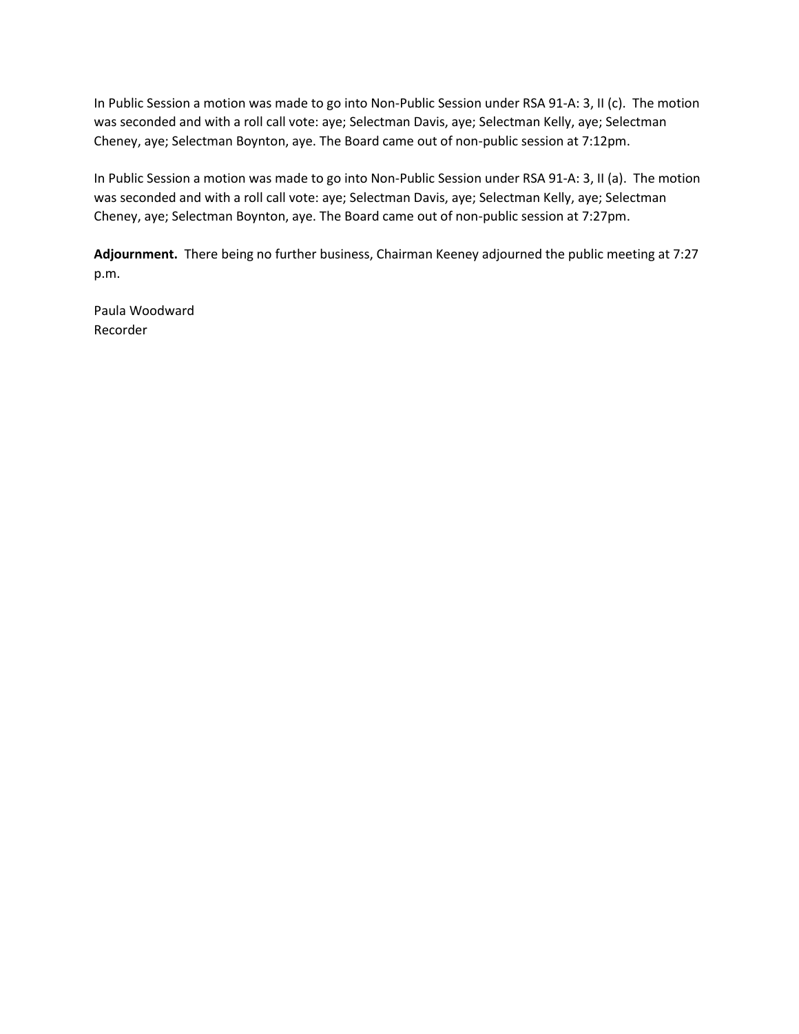In Public Session a motion was made to go into Non-Public Session under RSA 91-A: 3, II (c). The motion was seconded and with a roll call vote: aye; Selectman Davis, aye; Selectman Kelly, aye; Selectman Cheney, aye; Selectman Boynton, aye. The Board came out of non-public session at 7:12pm.

In Public Session a motion was made to go into Non-Public Session under RSA 91-A: 3, II (a). The motion was seconded and with a roll call vote: aye; Selectman Davis, aye; Selectman Kelly, aye; Selectman Cheney, aye; Selectman Boynton, aye. The Board came out of non-public session at 7:27pm.

**Adjournment.** There being no further business, Chairman Keeney adjourned the public meeting at 7:27 p.m.

Paula Woodward
Recorder